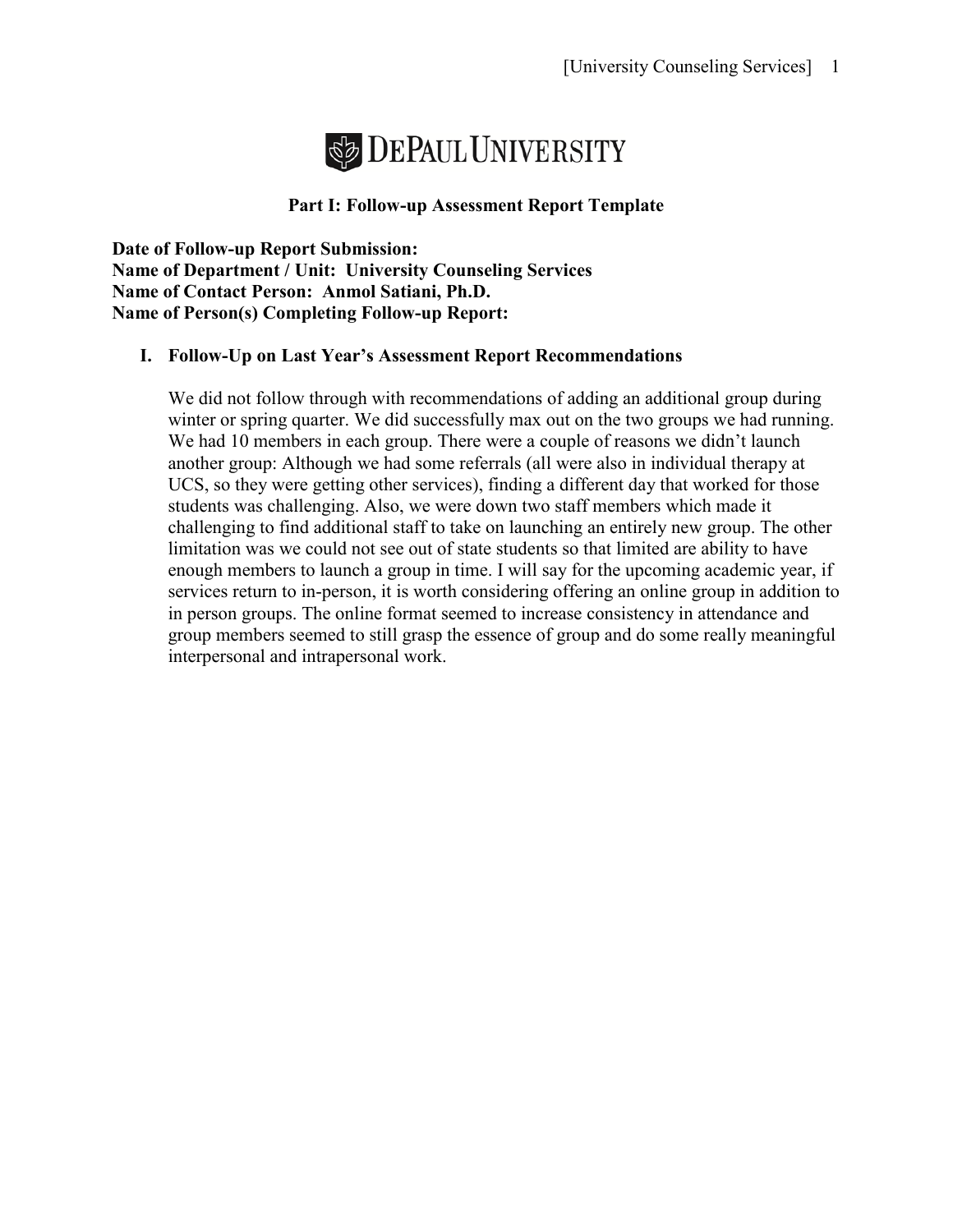DePaul University

## Part I: Follow-up Assessment Report Template

**Date of Follow-up Report Submission:**
**Name of Department / Unit: University Counseling Services**
**Name of Contact Person: Anmol Satiani, Ph.D.**
**Name of Person(s) Completing Follow-up Report:**

### I. Follow-Up on Last Year's Assessment Report Recommendations

We did not follow through with recommendations of adding an additional group during winter or spring quarter. We did successfully max out on the two groups we had running. We had 10 members in each group. There were a couple of reasons we didn't launch another group: Although we had some referrals (all were also in individual therapy at UCS, so they were getting other services), finding a different day that worked for those students was challenging. Also, we were down two staff members which made it challenging to find additional staff to take on launching an entirely new group. The other limitation was we could not see out of state students so that limited are ability to have enough members to launch a group in time. I will say for the upcoming academic year, if services return to in-person, it is worth considering offering an online group in addition to in person groups. The online format seemed to increase consistency in attendance and group members seemed to still grasp the essence of group and do some really meaningful interpersonal and intrapersonal work.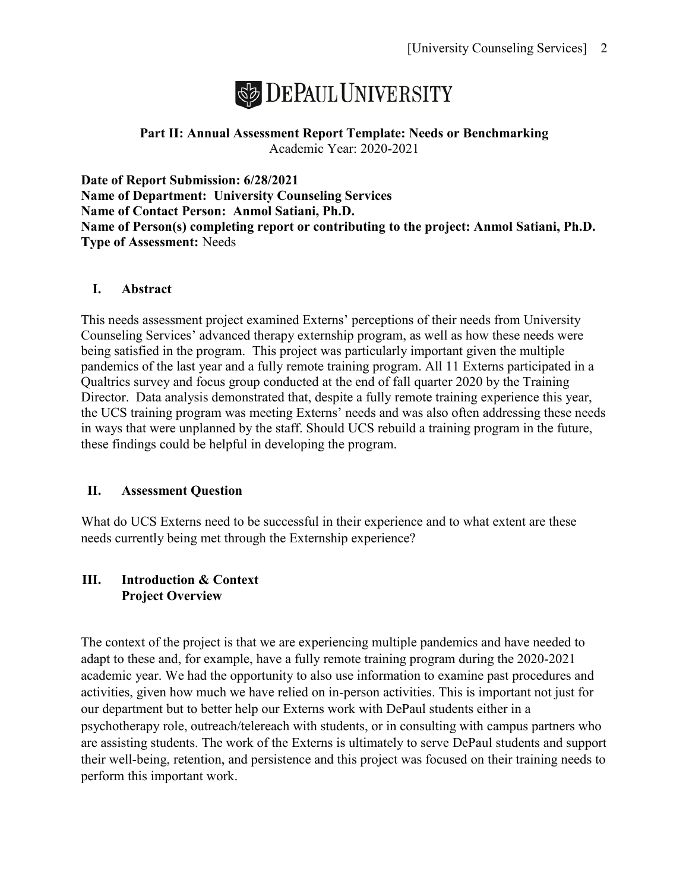**DePaul University**

**Part II: Annual Assessment Report Template: Needs or Benchmarking**
Academic Year: 2020-2021

**Date of Report Submission: 6/28/2021**
**Name of Department: University Counseling Services**
**Name of Contact Person: Anmol Satiani, Ph.D.**
**Name of Person(s) completing report or contributing to the project: Anmol Satiani, Ph.D.**
**Type of Assessment:** Needs

## I. Abstract

This needs assessment project examined Externs' perceptions of their needs from University Counseling Services' advanced therapy externship program, as well as how these needs were being satisfied in the program. This project was particularly important given the multiple pandemics of the last year and a fully remote training program. All 11 Externs participated in a Qualtrics survey and focus group conducted at the end of fall quarter 2020 by the Training Director. Data analysis demonstrated that, despite a fully remote training experience this year, the UCS training program was meeting Externs' needs and was also often addressing these needs in ways that were unplanned by the staff. Should UCS rebuild a training program in the future, these findings could be helpful in developing the program.

## II. Assessment Question

What do UCS Externs need to be successful in their experience and to what extent are these needs currently being met through the Externship experience?

## III. Introduction & Context

### Project Overview

The context of the project is that we are experiencing multiple pandemics and have needed to adapt to these and, for example, have a fully remote training program during the 2020-2021 academic year. We had the opportunity to also use information to examine past procedures and activities, given how much we have relied on in-person activities. This is important not just for our department but to better help our Externs work with DePaul students either in a psychotherapy role, outreach/telereach with students, or in consulting with campus partners who are assisting students. The work of the Externs is ultimately to serve DePaul students and support their well-being, retention, and persistence and this project was focused on their training needs to perform this important work.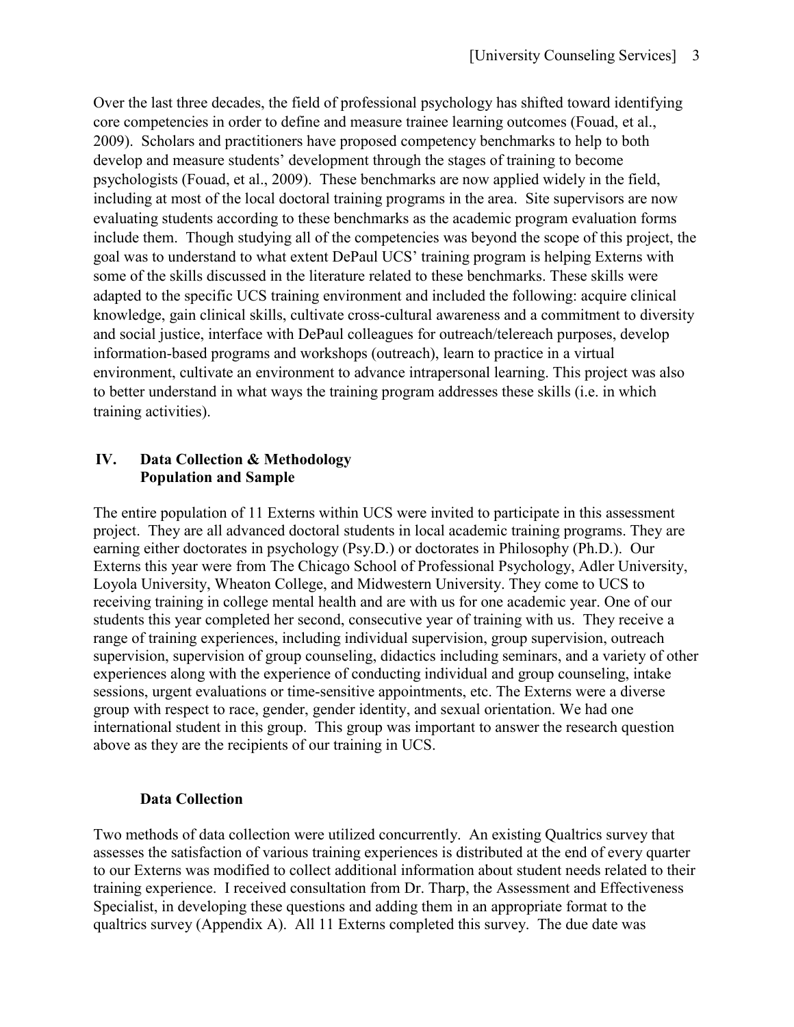Over the last three decades, the field of professional psychology has shifted toward identifying core competencies in order to define and measure trainee learning outcomes (Fouad, et al., 2009). Scholars and practitioners have proposed competency benchmarks to help to both develop and measure students' development through the stages of training to become psychologists (Fouad, et al., 2009). These benchmarks are now applied widely in the field, including at most of the local doctoral training programs in the area. Site supervisors are now evaluating students according to these benchmarks as the academic program evaluation forms include them. Though studying all of the competencies was beyond the scope of this project, the goal was to understand to what extent DePaul UCS' training program is helping Externs with some of the skills discussed in the literature related to these benchmarks. These skills were adapted to the specific UCS training environment and included the following: acquire clinical knowledge, gain clinical skills, cultivate cross-cultural awareness and a commitment to diversity and social justice, interface with DePaul colleagues for outreach/telereach purposes, develop information-based programs and workshops (outreach), learn to practice in a virtual environment, cultivate an environment to advance intrapersonal learning. This project was also to better understand in what ways the training program addresses these skills (i.e. in which training activities).

## IV. Data Collection & Methodology

### Population and Sample

The entire population of 11 Externs within UCS were invited to participate in this assessment project. They are all advanced doctoral students in local academic training programs. They are earning either doctorates in psychology (Psy.D.) or doctorates in Philosophy (Ph.D.). Our Externs this year were from The Chicago School of Professional Psychology, Adler University, Loyola University, Wheaton College, and Midwestern University. They come to UCS to receiving training in college mental health and are with us for one academic year. One of our students this year completed her second, consecutive year of training with us. They receive a range of training experiences, including individual supervision, group supervision, outreach supervision, supervision of group counseling, didactics including seminars, and a variety of other experiences along with the experience of conducting individual and group counseling, intake sessions, urgent evaluations or time-sensitive appointments, etc. The Externs were a diverse group with respect to race, gender, gender identity, and sexual orientation. We had one international student in this group. This group was important to answer the research question above as they are the recipients of our training in UCS.

### Data Collection

Two methods of data collection were utilized concurrently. An existing Qualtrics survey that assesses the satisfaction of various training experiences is distributed at the end of every quarter to our Externs was modified to collect additional information about student needs related to their training experience. I received consultation from Dr. Tharp, the Assessment and Effectiveness Specialist, in developing these questions and adding them in an appropriate format to the qualtrics survey (Appendix A). All 11 Externs completed this survey. The due date was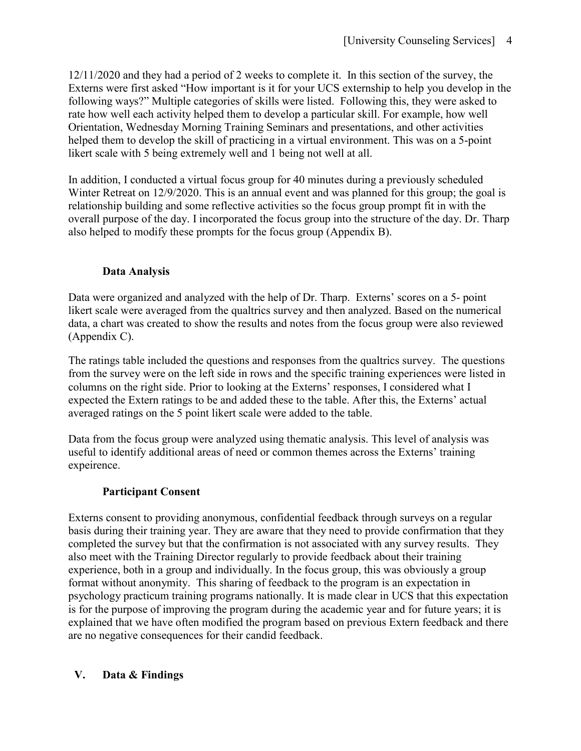12/11/2020 and they had a period of 2 weeks to complete it. In this section of the survey, the Externs were first asked "How important is it for your UCS externship to help you develop in the following ways?" Multiple categories of skills were listed. Following this, they were asked to rate how well each activity helped them to develop a particular skill. For example, how well Orientation, Wednesday Morning Training Seminars and presentations, and other activities helped them to develop the skill of practicing in a virtual environment. This was on a 5-point likert scale with 5 being extremely well and 1 being not well at all.

In addition, I conducted a virtual focus group for 40 minutes during a previously scheduled Winter Retreat on 12/9/2020. This is an annual event and was planned for this group; the goal is relationship building and some reflective activities so the focus group prompt fit in with the overall purpose of the day. I incorporated the focus group into the structure of the day. Dr. Tharp also helped to modify these prompts for the focus group (Appendix B).

### Data Analysis

Data were organized and analyzed with the help of Dr. Tharp. Externs' scores on a 5- point likert scale were averaged from the qualtrics survey and then analyzed. Based on the numerical data, a chart was created to show the results and notes from the focus group were also reviewed (Appendix C).

The ratings table included the questions and responses from the qualtrics survey. The questions from the survey were on the left side in rows and the specific training experiences were listed in columns on the right side. Prior to looking at the Externs' responses, I considered what I expected the Extern ratings to be and added these to the table. After this, the Externs' actual averaged ratings on the 5 point likert scale were added to the table.

Data from the focus group were analyzed using thematic analysis. This level of analysis was useful to identify additional areas of need or common themes across the Externs' training expeirence.

### Participant Consent

Externs consent to providing anonymous, confidential feedback through surveys on a regular basis during their training year. They are aware that they need to provide confirmation that they completed the survey but that the confirmation is not associated with any survey results. They also meet with the Training Director regularly to provide feedback about their training experience, both in a group and individually. In the focus group, this was obviously a group format without anonymity. This sharing of feedback to the program is an expectation in psychology practicum training programs nationally. It is made clear in UCS that this expectation is for the purpose of improving the program during the academic year and for future years; it is explained that we have often modified the program based on previous Extern feedback and there are no negative consequences for their candid feedback.

## V. Data & Findings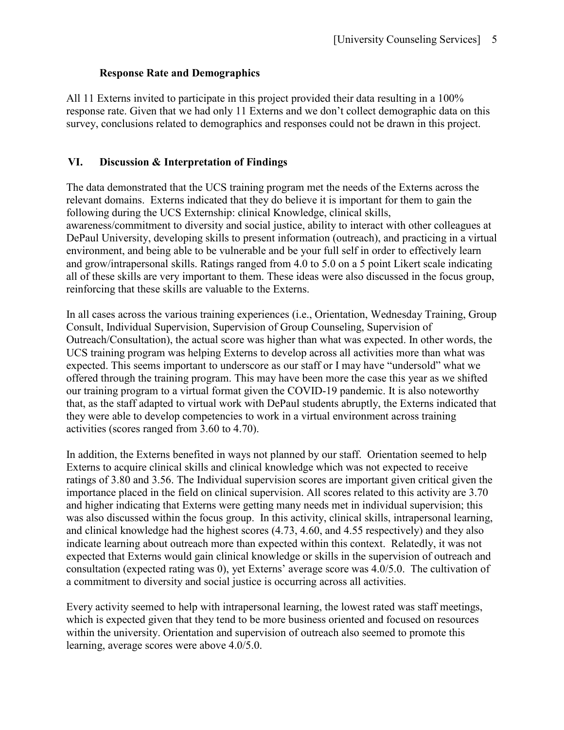### Response Rate and Demographics

All 11 Externs invited to participate in this project provided their data resulting in a 100% response rate. Given that we had only 11 Externs and we don't collect demographic data on this survey, conclusions related to demographics and responses could not be drawn in this project.

## VI. Discussion & Interpretation of Findings

The data demonstrated that the UCS training program met the needs of the Externs across the relevant domains. Externs indicated that they do believe it is important for them to gain the following during the UCS Externship: clinical Knowledge, clinical skills, awareness/commitment to diversity and social justice, ability to interact with other colleagues at DePaul University, developing skills to present information (outreach), and practicing in a virtual environment, and being able to be vulnerable and be your full self in order to effectively learn and grow/intrapersonal skills. Ratings ranged from 4.0 to 5.0 on a 5 point Likert scale indicating all of these skills are very important to them. These ideas were also discussed in the focus group, reinforcing that these skills are valuable to the Externs.

In all cases across the various training experiences (i.e., Orientation, Wednesday Training, Group Consult, Individual Supervision, Supervision of Group Counseling, Supervision of Outreach/Consultation), the actual score was higher than what was expected. In other words, the UCS training program was helping Externs to develop across all activities more than what was expected. This seems important to underscore as our staff or I may have "undersold" what we offered through the training program. This may have been more the case this year as we shifted our training program to a virtual format given the COVID-19 pandemic. It is also noteworthy that, as the staff adapted to virtual work with DePaul students abruptly, the Externs indicated that they were able to develop competencies to work in a virtual environment across training activities (scores ranged from 3.60 to 4.70).

In addition, the Externs benefited in ways not planned by our staff. Orientation seemed to help Externs to acquire clinical skills and clinical knowledge which was not expected to receive ratings of 3.80 and 3.56. The Individual supervision scores are important given critical given the importance placed in the field on clinical supervision. All scores related to this activity are 3.70 and higher indicating that Externs were getting many needs met in individual supervision; this was also discussed within the focus group. In this activity, clinical skills, intrapersonal learning, and clinical knowledge had the highest scores (4.73, 4.60, and 4.55 respectively) and they also indicate learning about outreach more than expected within this context. Relatedly, it was not expected that Externs would gain clinical knowledge or skills in the supervision of outreach and consultation (expected rating was 0), yet Externs' average score was 4.0/5.0. The cultivation of a commitment to diversity and social justice is occurring across all activities.

Every activity seemed to help with intrapersonal learning, the lowest rated was staff meetings, which is expected given that they tend to be more business oriented and focused on resources within the university. Orientation and supervision of outreach also seemed to promote this learning, average scores were above 4.0/5.0.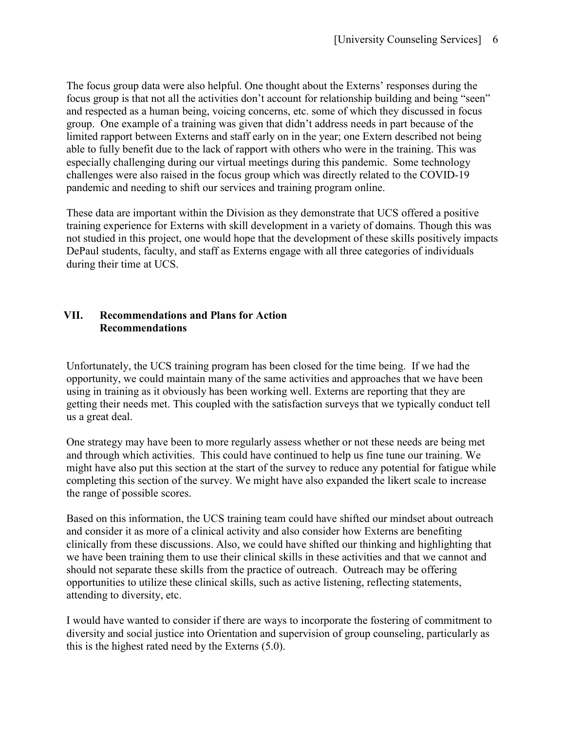The focus group data were also helpful. One thought about the Externs' responses during the focus group is that not all the activities don't account for relationship building and being "seen" and respected as a human being, voicing concerns, etc. some of which they discussed in focus group. One example of a training was given that didn't address needs in part because of the limited rapport between Externs and staff early on in the year; one Extern described not being able to fully benefit due to the lack of rapport with others who were in the training. This was especially challenging during our virtual meetings during this pandemic. Some technology challenges were also raised in the focus group which was directly related to the COVID-19 pandemic and needing to shift our services and training program online.

These data are important within the Division as they demonstrate that UCS offered a positive training experience for Externs with skill development in a variety of domains. Though this was not studied in this project, one would hope that the development of these skills positively impacts DePaul students, faculty, and staff as Externs engage with all three categories of individuals during their time at UCS.

## VII. Recommendations and Plans for Action

### Recommendations

Unfortunately, the UCS training program has been closed for the time being. If we had the opportunity, we could maintain many of the same activities and approaches that we have been using in training as it obviously has been working well. Externs are reporting that they are getting their needs met. This coupled with the satisfaction surveys that we typically conduct tell us a great deal.

One strategy may have been to more regularly assess whether or not these needs are being met and through which activities. This could have continued to help us fine tune our training. We might have also put this section at the start of the survey to reduce any potential for fatigue while completing this section of the survey. We might have also expanded the likert scale to increase the range of possible scores.

Based on this information, the UCS training team could have shifted our mindset about outreach and consider it as more of a clinical activity and also consider how Externs are benefiting clinically from these discussions. Also, we could have shifted our thinking and highlighting that we have been training them to use their clinical skills in these activities and that we cannot and should not separate these skills from the practice of outreach. Outreach may be offering opportunities to utilize these clinical skills, such as active listening, reflecting statements, attending to diversity, etc.

I would have wanted to consider if there are ways to incorporate the fostering of commitment to diversity and social justice into Orientation and supervision of group counseling, particularly as this is the highest rated need by the Externs (5.0).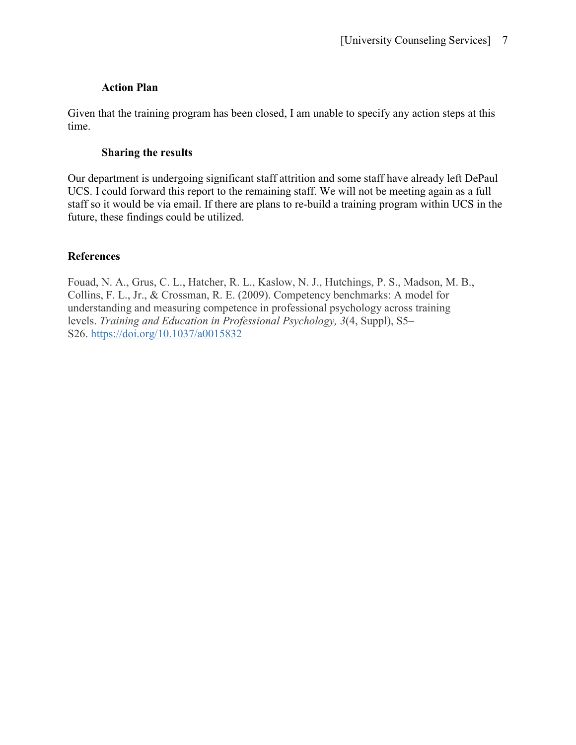### Action Plan

Given that the training program has been closed, I am unable to specify any action steps at this time.

### Sharing the results

Our department is undergoing significant staff attrition and some staff have already left DePaul UCS. I could forward this report to the remaining staff. We will not be meeting again as a full staff so it would be via email. If there are plans to re-build a training program within UCS in the future, these findings could be utilized.

## References

Fouad, N. A., Grus, C. L., Hatcher, R. L., Kaslow, N. J., Hutchings, P. S., Madson, M. B., Collins, F. L., Jr., & Crossman, R. E. (2009). Competency benchmarks: A model for understanding and measuring competence in professional psychology across training levels. *Training and Education in Professional Psychology, 3*(4, Suppl), S5–S26. https://doi.org/10.1037/a0015832